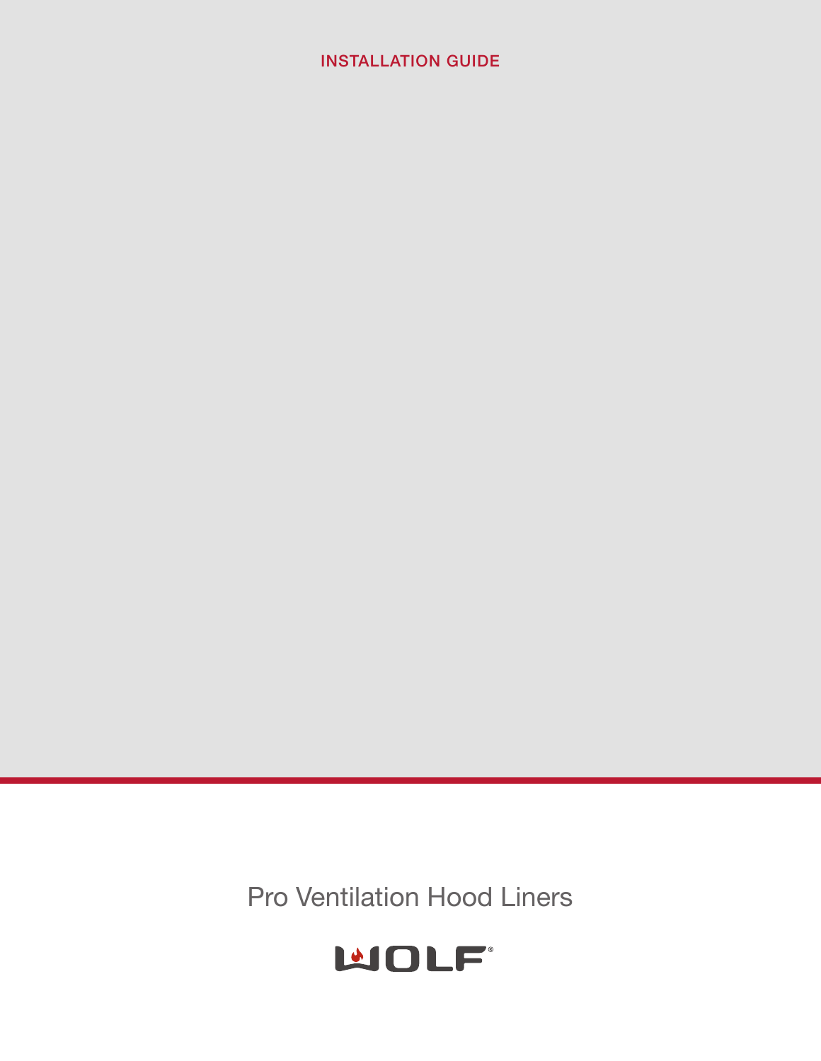INSTALLATION GUIDE

# Pro Ventilation Hood Liners

WOLF®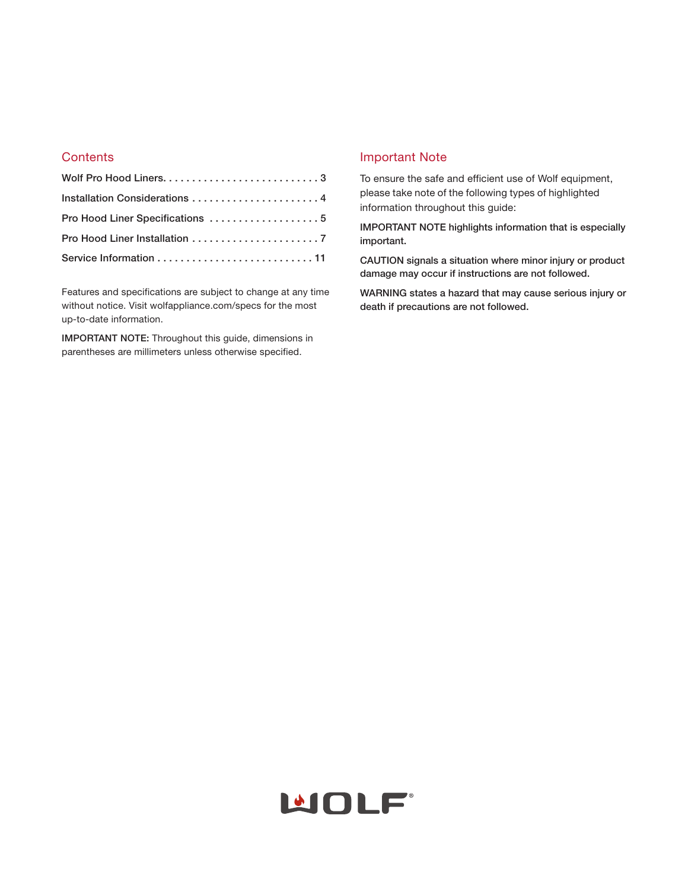## Contents

Wolf Pro Hood Liners. . . . . . . . . . . . . . . . . . . . . . . . . . . 3

Installation Considerations . . . . . . . . . . . . . . . . . . . . . . 4

Pro Hood Liner Specifications . . . . . . . . . . . . . . . . . . . 5

Pro Hood Liner Installation . . . . . . . . . . . . . . . . . . . . . . 7

Service Information . . . . . . . . . . . . . . . . . . . . . . . . . . . 11

Features and specifications are subject to change at any time without notice. Visit wolfappliance.com/specs for the most up-to-date information.

**IMPORTANT NOTE:** Throughout this guide, dimensions in parentheses are millimeters unless otherwise specified.

## Important Note

To ensure the safe and efficient use of Wolf equipment, please take note of the following types of highlighted information throughout this guide:

**IMPORTANT NOTE highlights information that is especially important.**

**CAUTION signals a situation where minor injury or product damage may occur if instructions are not followed.**

**WARNING states a hazard that may cause serious injury or death if precautions are not followed.**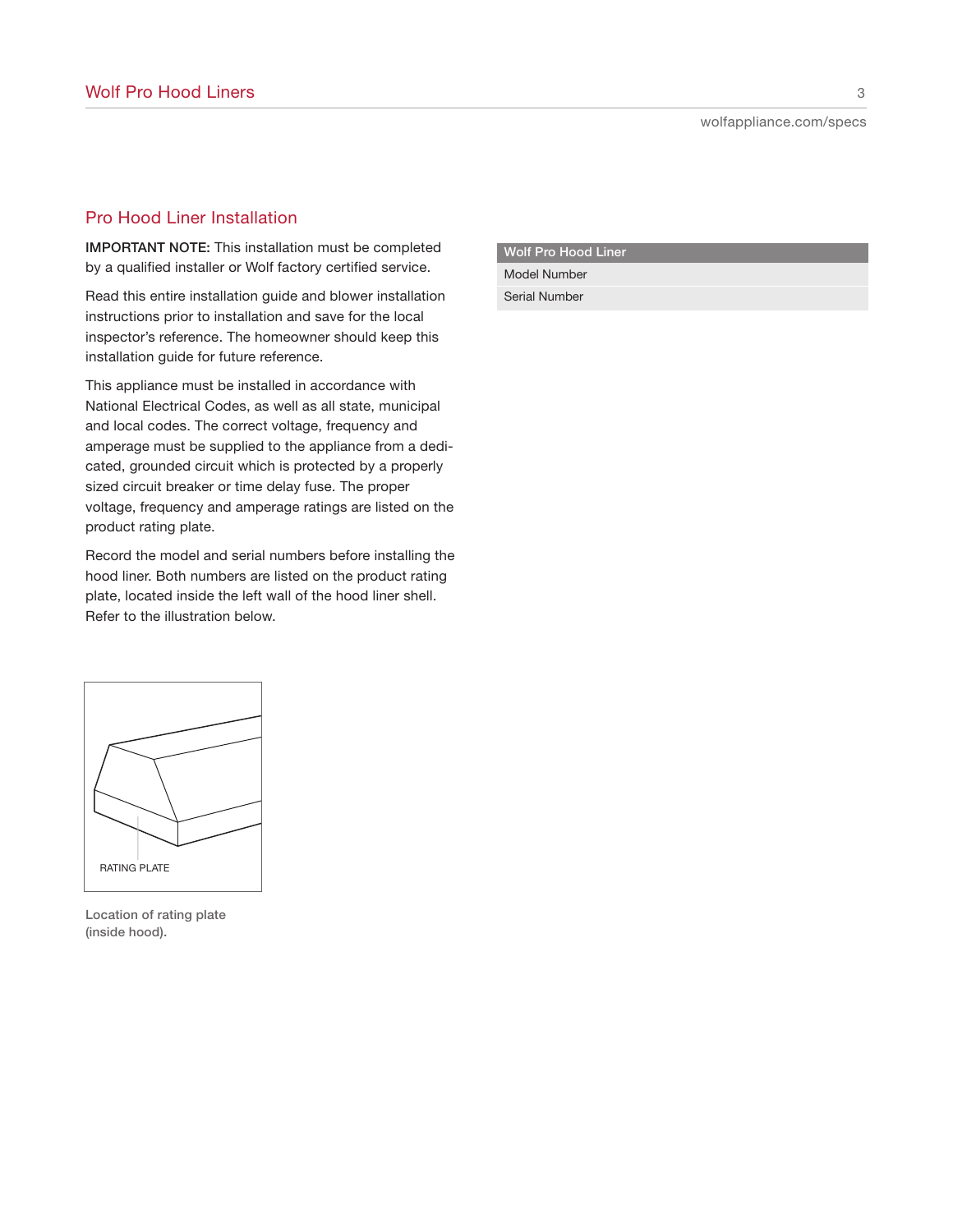## Pro Hood Liner Installation

**IMPORTANT NOTE:** This installation must be completed by a qualified installer or Wolf factory certified service.

Read this entire installation guide and blower installation instructions prior to installation and save for the local inspector's reference. The homeowner should keep this installation guide for future reference.

This appliance must be installed in accordance with National Electrical Codes, as well as all state, municipal and local codes. The correct voltage, frequency and amperage must be supplied to the appliance from a dedicated, grounded circuit which is protected by a properly sized circuit breaker or time delay fuse. The proper voltage, frequency and amperage ratings are listed on the product rating plate.

Record the model and serial numbers before installing the hood liner. Both numbers are listed on the product rating plate, located inside the left wall of the hood liner shell. Refer to the illustration below.

RATING PLATE

Location of rating plate (inside hood).

| Wolf Pro Hood Liner |
| --- |
| Model Number |
| Serial Number |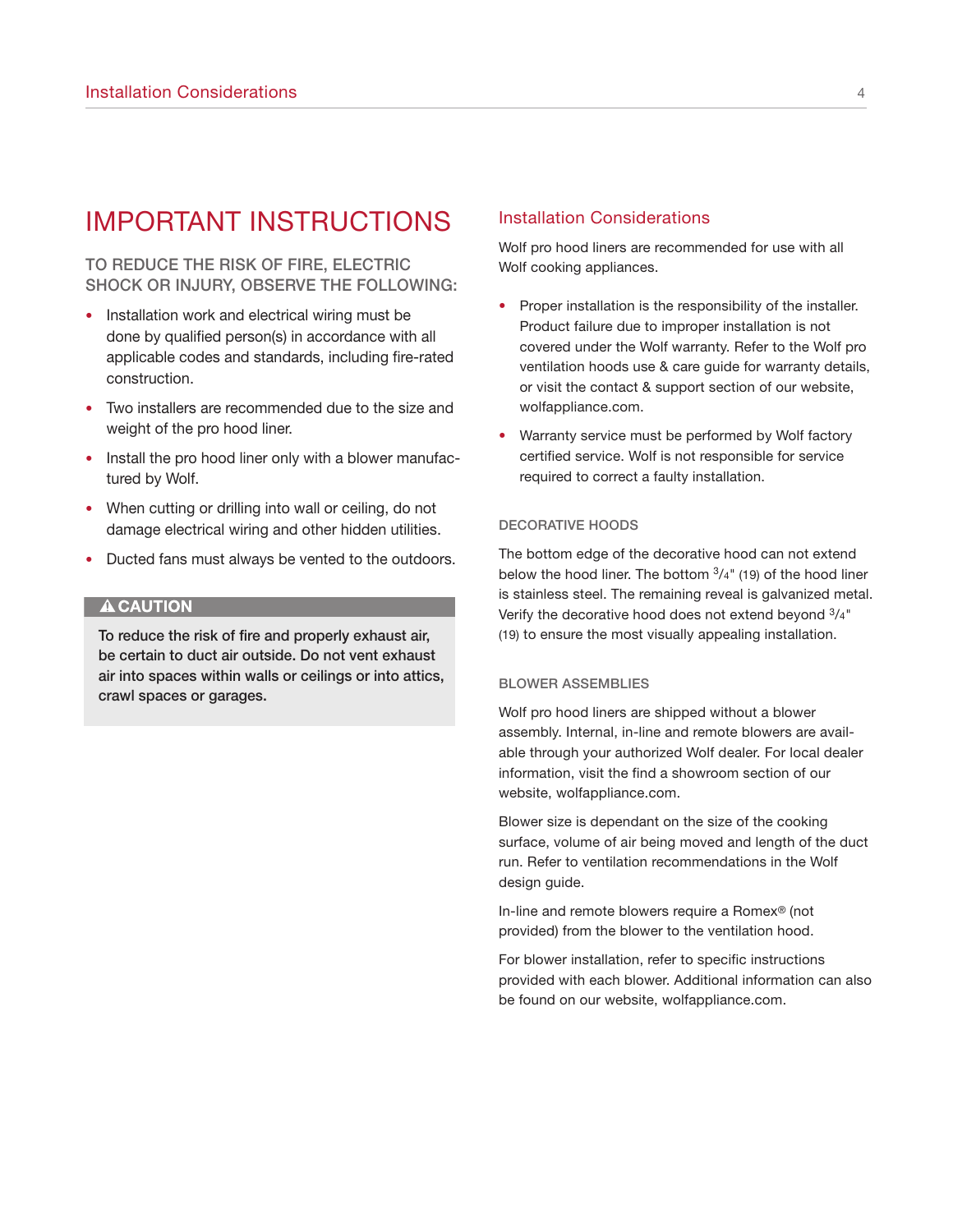# IMPORTANT INSTRUCTIONS

## TO REDUCE THE RISK OF FIRE, ELECTRIC SHOCK OR INJURY, OBSERVE THE FOLLOWING:

- Installation work and electrical wiring must be done by qualified person(s) in accordance with all applicable codes and standards, including fire-rated construction.
- Two installers are recommended due to the size and weight of the pro hood liner.
- Install the pro hood liner only with a blower manufactured by Wolf.
- When cutting or drilling into wall or ceiling, do not damage electrical wiring and other hidden utilities.
- Ducted fans must always be vented to the outdoors.

**⚠ CAUTION**

**To reduce the risk of fire and properly exhaust air, be certain to duct air outside. Do not vent exhaust air into spaces within walls or ceilings or into attics, crawl spaces or garages.**

## Installation Considerations

Wolf pro hood liners are recommended for use with all Wolf cooking appliances.

- Proper installation is the responsibility of the installer. Product failure due to improper installation is not covered under the Wolf warranty. Refer to the Wolf pro ventilation hoods use & care guide for warranty details, or visit the contact & support section of our website, wolfappliance.com.
- Warranty service must be performed by Wolf factory certified service. Wolf is not responsible for service required to correct a faulty installation.

### DECORATIVE HOODS

The bottom edge of the decorative hood can not extend below the hood liner. The bottom 3/4" (19) of the hood liner is stainless steel. The remaining reveal is galvanized metal. Verify the decorative hood does not extend beyond 3/4" (19) to ensure the most visually appealing installation.

### BLOWER ASSEMBLIES

Wolf pro hood liners are shipped without a blower assembly. Internal, in-line and remote blowers are available through your authorized Wolf dealer. For local dealer information, visit the find a showroom section of our website, wolfappliance.com.

Blower size is dependant on the size of the cooking surface, volume of air being moved and length of the duct run. Refer to ventilation recommendations in the Wolf design guide.

In-line and remote blowers require a Romex® (not provided) from the blower to the ventilation hood.

For blower installation, refer to specific instructions provided with each blower. Additional information can also be found on our website, wolfappliance.com.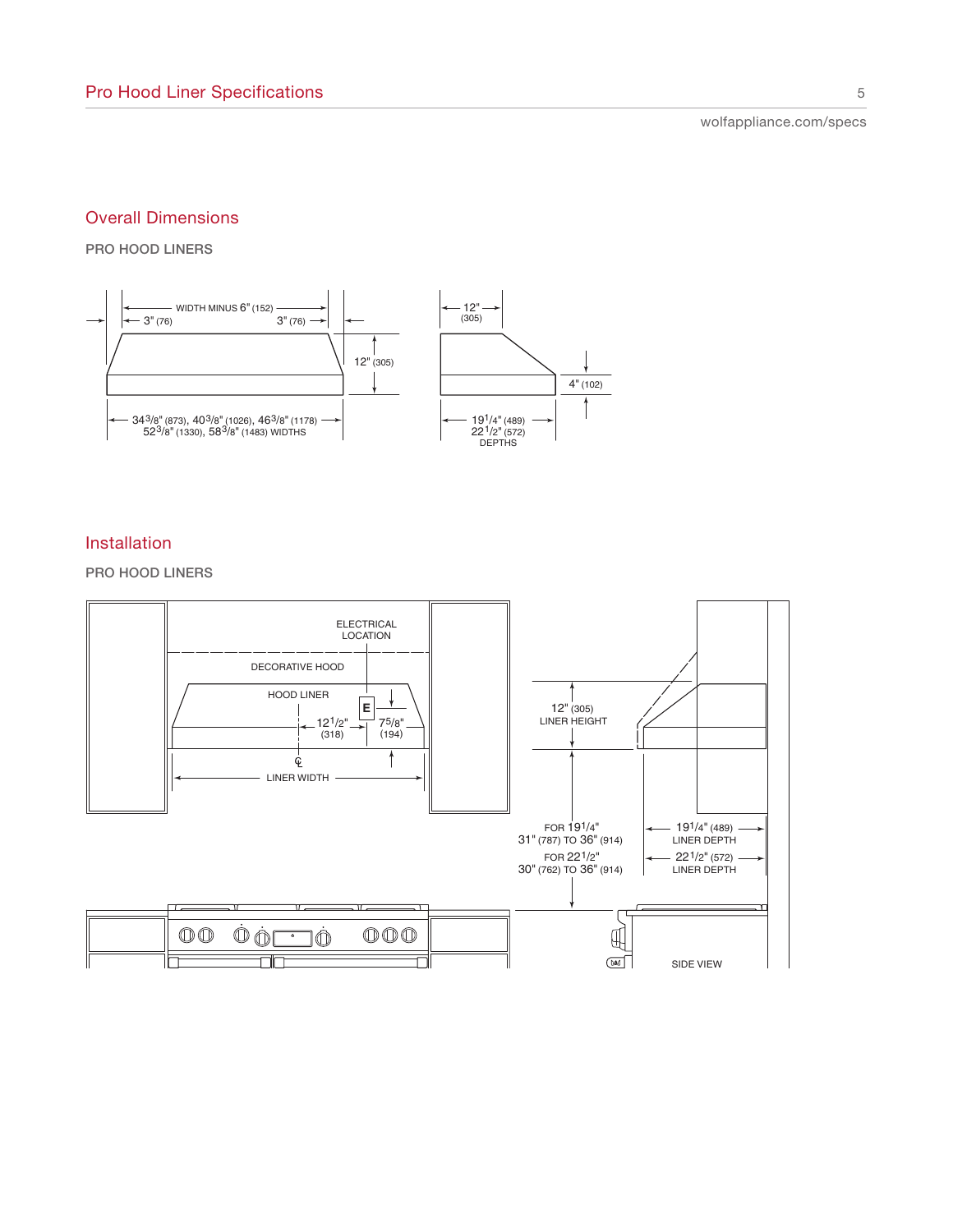## Overall Dimensions

PRO HOOD LINERS

WIDTH MINUS 6" (152)

3" (76)

3" (76)

12" (305)

34 3/8" (873), 40 3/8" (1026), 46 3/8" (1178)
52 3/8" (1330), 58 3/8" (1483) WIDTHS

12"
(305)

4" (102)

19 1/4" (489)
22 1/2" (572)
DEPTHS

## Installation

PRO HOOD LINERS

ELECTRICAL LOCATION

DECORATIVE HOOD

HOOD LINER

E

12 1/2"
(318)

7 5/8"
(194)

℄

LINER WIDTH

12" (305)
LINER HEIGHT

FOR 19 1/4"
31" (787) TO 36" (914)

FOR 22 1/2"
30" (762) TO 36" (914)

19 1/4" (489)
LINER DEPTH

22 1/2" (572)
LINER DEPTH

SIDE VIEW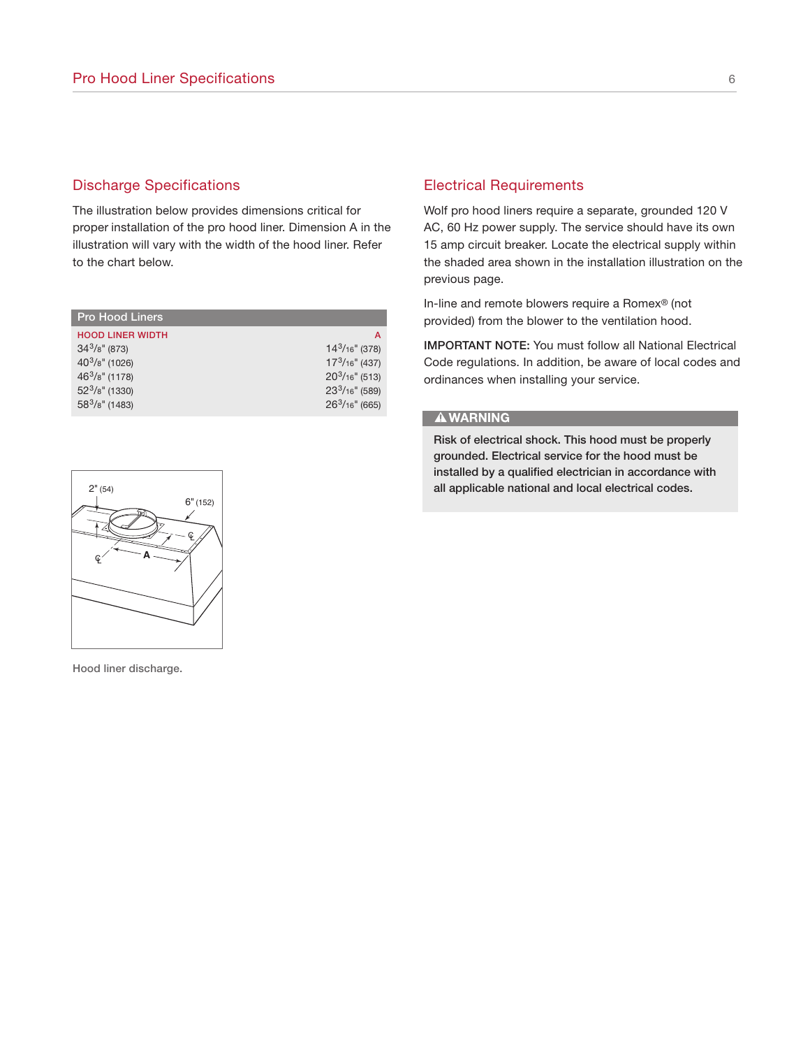## Discharge Specifications

The illustration below provides dimensions critical for proper installation of the pro hood liner. Dimension A in the illustration will vary with the width of the hood liner. Refer to the chart below.

| Pro Hood Liners | |
|---|---|
| **HOOD LINER WIDTH** | **A** |
| 34 3/8" (873) | 14 3/16" (378) |
| 40 3/8" (1026) | 17 3/16" (437) |
| 46 3/8" (1178) | 20 3/16" (513) |
| 52 3/8" (1330) | 23 3/16" (589) |
| 58 3/8" (1483) | 26 3/16" (665) |

Hood liner discharge.

## Electrical Requirements

Wolf pro hood liners require a separate, grounded 120 V AC, 60 Hz power supply. The service should have its own 15 amp circuit breaker. Locate the electrical supply within the shaded area shown in the installation illustration on the previous page.

In-line and remote blowers require a Romex® (not provided) from the blower to the ventilation hood.

**IMPORTANT NOTE:** You must follow all National Electrical Code regulations. In addition, be aware of local codes and ordinances when installing your service.

**⚠ WARNING**

**Risk of electrical shock. This hood must be properly grounded. Electrical service for the hood must be installed by a qualified electrician in accordance with all applicable national and local electrical codes.**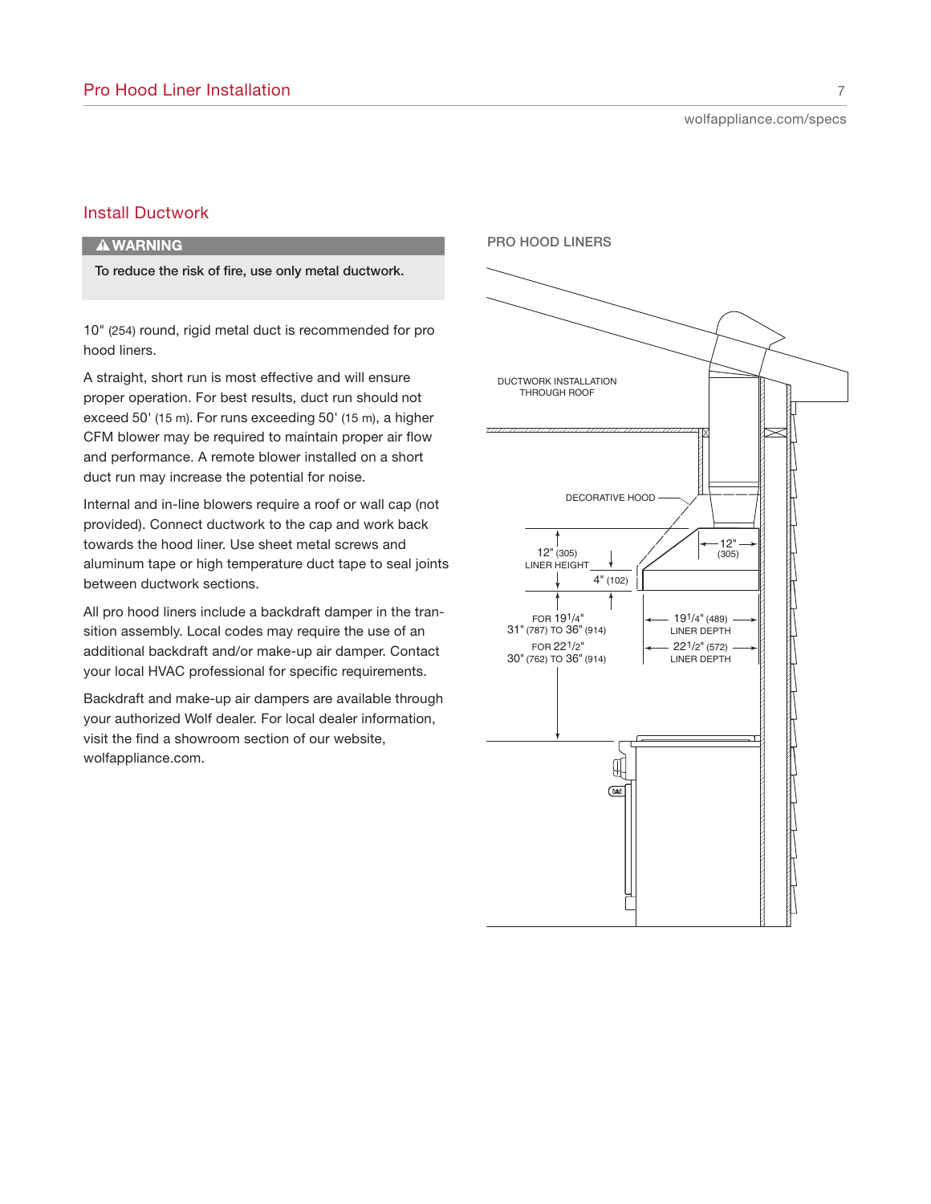## Install Ductwork

> **⚠ WARNING**
>
> **To reduce the risk of fire, use only metal ductwork.**

10" (254) round, rigid metal duct is recommended for pro hood liners.

A straight, short run is most effective and will ensure proper operation. For best results, duct run should not exceed 50' (15 m). For runs exceeding 50' (15 m), a higher CFM blower may be required to maintain proper air flow and performance. A remote blower installed on a short duct run may increase the potential for noise.

Internal and in-line blowers require a roof or wall cap (not provided). Connect ductwork to the cap and work back towards the hood liner. Use sheet metal screws and aluminum tape or high temperature duct tape to seal joints between ductwork sections.

All pro hood liners include a backdraft damper in the transition assembly. Local codes may require the use of an additional backdraft and/or make-up air damper. Contact your local HVAC professional for specific requirements.

Backdraft and make-up air dampers are available through your authorized Wolf dealer. For local dealer information, visit the find a showroom section of our website, wolfappliance.com.

PRO HOOD LINERS

DUCTWORK INSTALLATION THROUGH ROOF

DECORATIVE HOOD

12" (305) LINER HEIGHT

4" (102)

12" (305)

FOR 19 1/4" 31" (787) TO 36" (914)

FOR 22 1/2" 30" (762) TO 36" (914)

19 1/4" (489) LINER DEPTH

22 1/2" (572) LINER DEPTH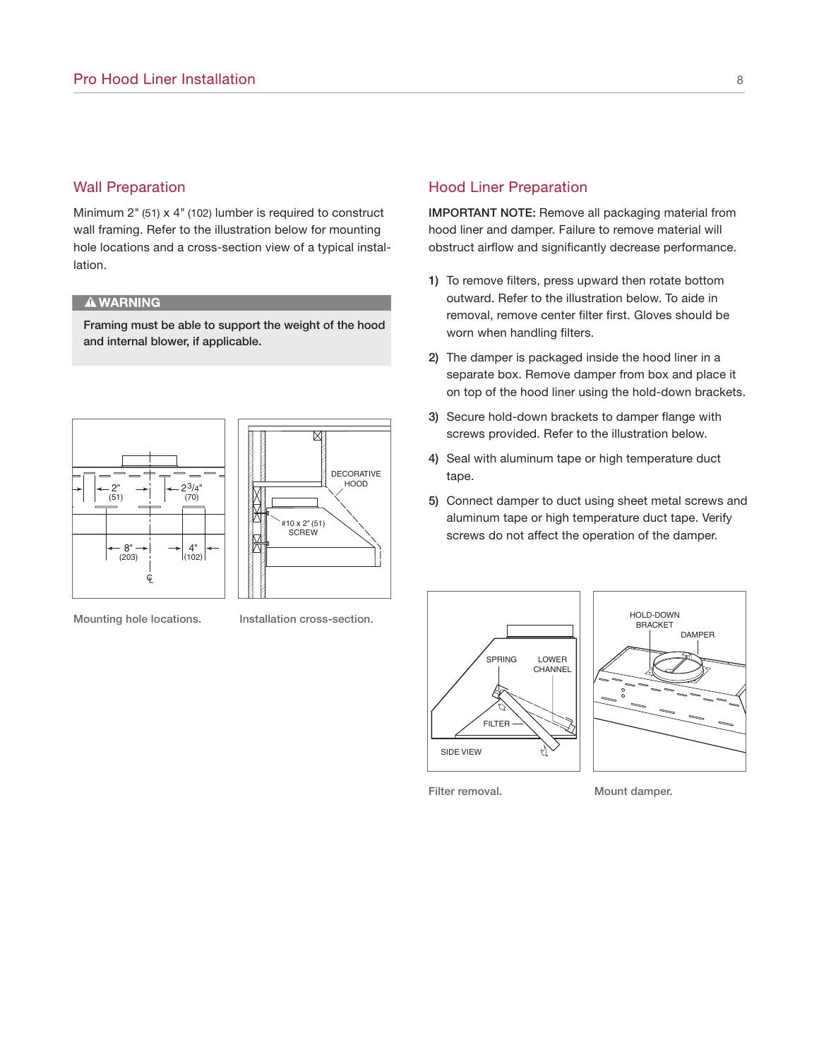## Wall Preparation

Minimum 2" (51) x 4" (102) lumber is required to construct wall framing. Refer to the illustration below for mounting hole locations and a cross-section view of a typical installation.

**⚠ WARNING**

**Framing must be able to support the weight of the hood and internal blower, if applicable.**

Mounting hole locations.

Installation cross-section.

## Hood Liner Preparation

**IMPORTANT NOTE:** Remove all packaging material from hood liner and damper. Failure to remove material will obstruct airflow and significantly decrease performance.

1) To remove filters, press upward then rotate bottom outward. Refer to the illustration below. To aide in removal, remove center filter first. Gloves should be worn when handling filters.
2) The damper is packaged inside the hood liner in a separate box. Remove damper from box and place it on top of the hood liner using the hold-down brackets.
3) Secure hold-down brackets to damper flange with screws provided. Refer to the illustration below.
4) Seal with aluminum tape or high temperature duct tape.
5) Connect damper to duct using sheet metal screws and aluminum tape or high temperature duct tape. Verify screws do not affect the operation of the damper.

Filter removal.

Mount damper.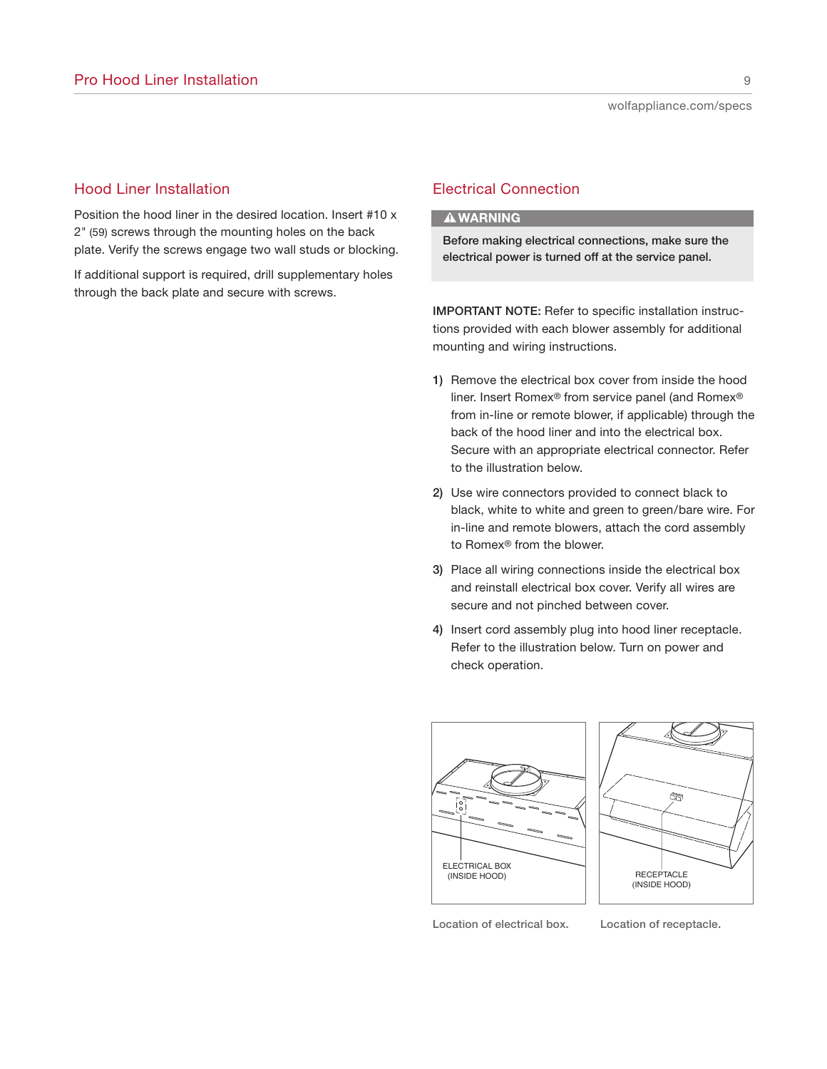## Hood Liner Installation

Position the hood liner in the desired location. Insert #10 x 2" (59) screws through the mounting holes on the back plate. Verify the screws engage two wall studs or blocking.

If additional support is required, drill supplementary holes through the back plate and secure with screws.

## Electrical Connection

> **⚠ WARNING**
>
> **Before making electrical connections, make sure the electrical power is turned off at the service panel.**

**IMPORTANT NOTE:** Refer to specific installation instructions provided with each blower assembly for additional mounting and wiring instructions.

1) Remove the electrical box cover from inside the hood liner. Insert Romex® from service panel (and Romex® from in-line or remote blower, if applicable) through the back of the hood liner and into the electrical box. Secure with an appropriate electrical connector. Refer to the illustration below.

2) Use wire connectors provided to connect black to black, white to white and green to green/bare wire. For in-line and remote blowers, attach the cord assembly to Romex® from the blower.

3) Place all wiring connections inside the electrical box and reinstall electrical box cover. Verify all wires are secure and not pinched between cover.

4) Insert cord assembly plug into hood liner receptacle. Refer to the illustration below. Turn on power and check operation.

ELECTRICAL BOX (INSIDE HOOD)

Location of electrical box.

RECEPTACLE (INSIDE HOOD)

Location of receptacle.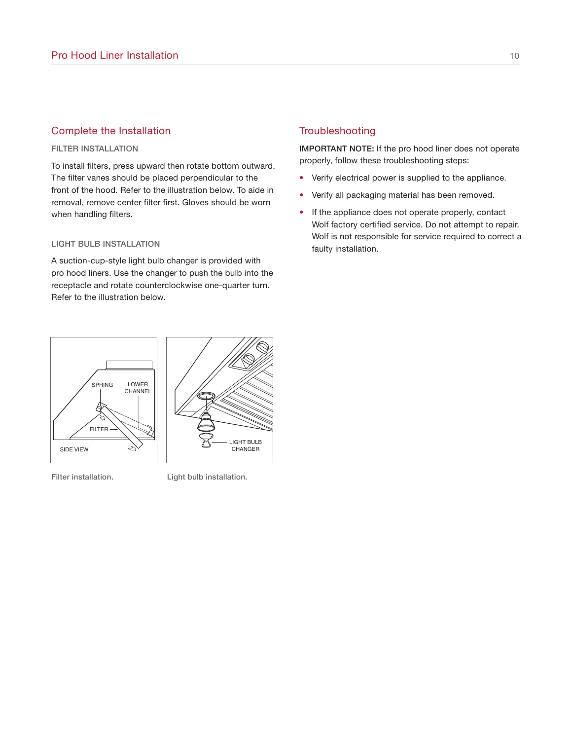## Complete the Installation

### FILTER INSTALLATION

To install filters, press upward then rotate bottom outward. The filter vanes should be placed perpendicular to the front of the hood. Refer to the illustration below. To aide in removal, remove center filter first. Gloves should be worn when handling filters.

### LIGHT BULB INSTALLATION

A suction-cup-style light bulb changer is provided with pro hood liners. Use the changer to push the bulb into the receptacle and rotate counterclockwise one-quarter turn. Refer to the illustration below.

Filter installation.

Light bulb installation.

## Troubleshooting

**IMPORTANT NOTE:** If the pro hood liner does not operate properly, follow these troubleshooting steps:

- Verify electrical power is supplied to the appliance.
- Verify all packaging material has been removed.
- If the appliance does not operate properly, contact Wolf factory certified service. Do not attempt to repair. Wolf is not responsible for service required to correct a faulty installation.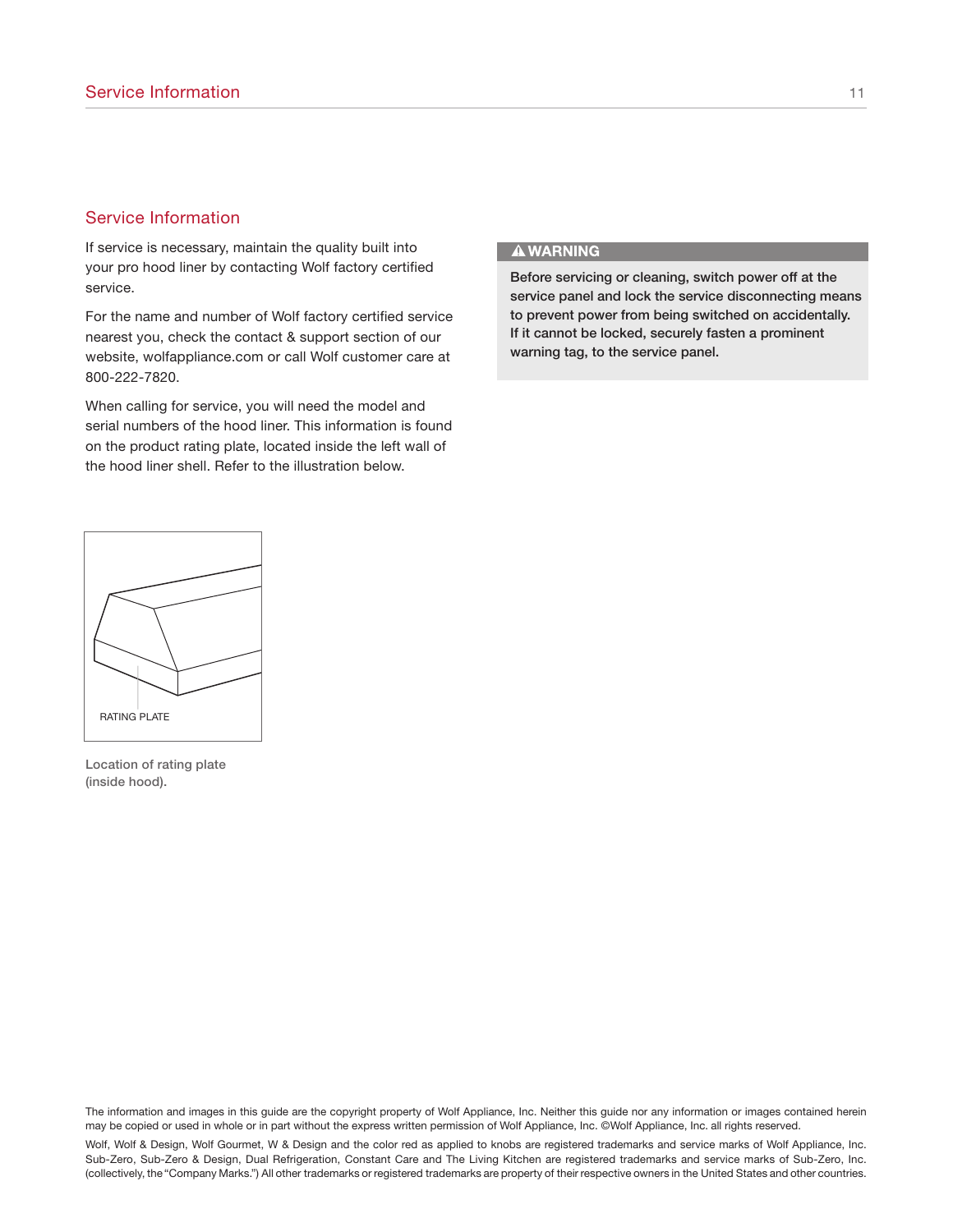## Service Information

If service is necessary, maintain the quality built into your pro hood liner by contacting Wolf factory certified service.

For the name and number of Wolf factory certified service nearest you, check the contact & support section of our website, wolfappliance.com or call Wolf customer care at 800-222-7820.

When calling for service, you will need the model and serial numbers of the hood liner. This information is found on the product rating plate, located inside the left wall of the hood liner shell. Refer to the illustration below.

RATING PLATE

Location of rating plate (inside hood).

**⚠ WARNING**

**Before servicing or cleaning, switch power off at the service panel and lock the service disconnecting means to prevent power from being switched on accidentally. If it cannot be locked, securely fasten a prominent warning tag, to the service panel.**

The information and images in this guide are the copyright property of Wolf Appliance, Inc. Neither this guide nor any information or images contained herein may be copied or used in whole or in part without the express written permission of Wolf Appliance, Inc. ©Wolf Appliance, Inc. all rights reserved.

Wolf, Wolf & Design, Wolf Gourmet, W & Design and the color red as applied to knobs are registered trademarks and service marks of Wolf Appliance, Inc. Sub-Zero, Sub-Zero & Design, Dual Refrigeration, Constant Care and The Living Kitchen are registered trademarks and service marks of Sub-Zero, Inc. (collectively, the "Company Marks.") All other trademarks or registered trademarks are property of their respective owners in the United States and other countries.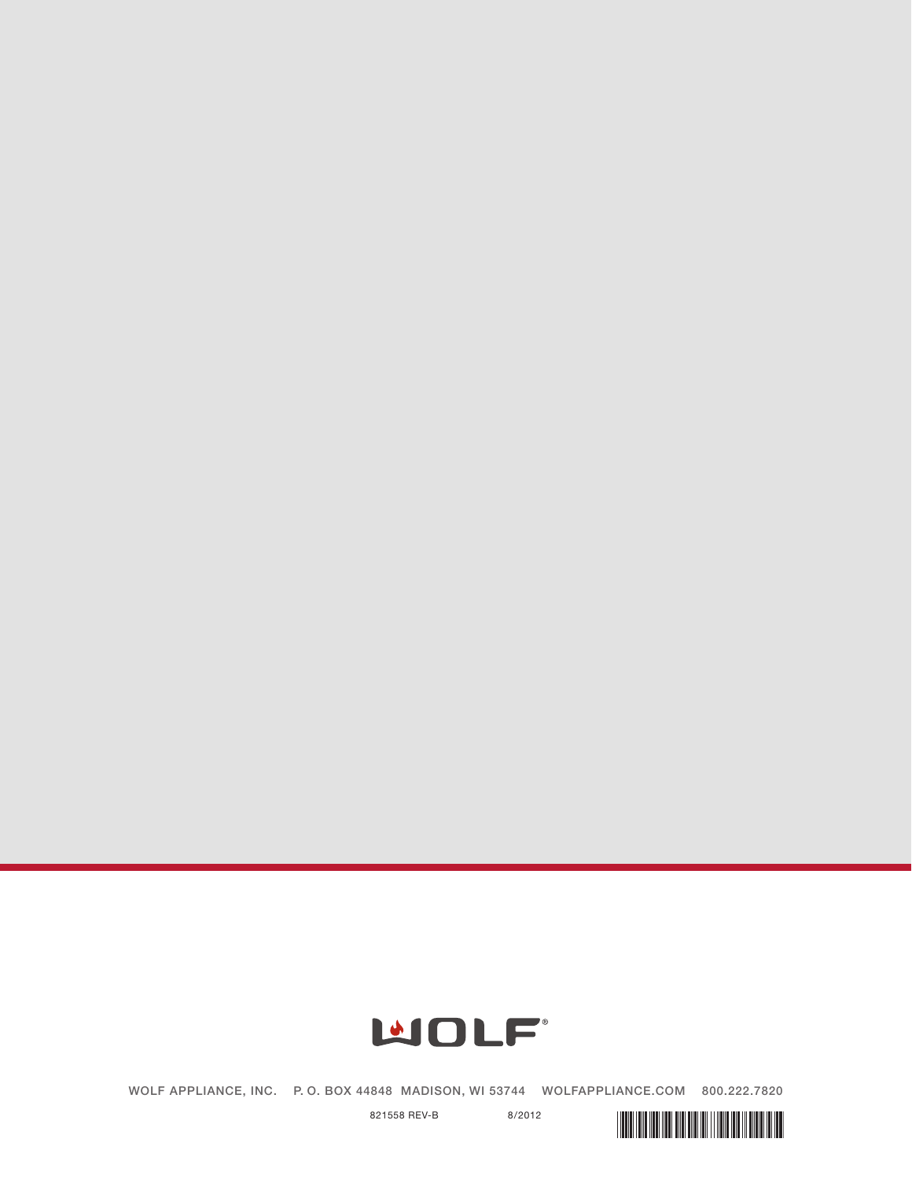WOLF®

WOLF APPLIANCE, INC. P. O. BOX 44848 MADISON, WI 53744 WOLFAPPLIANCE.COM 800.222.7820

821558 REV-B 8/2012